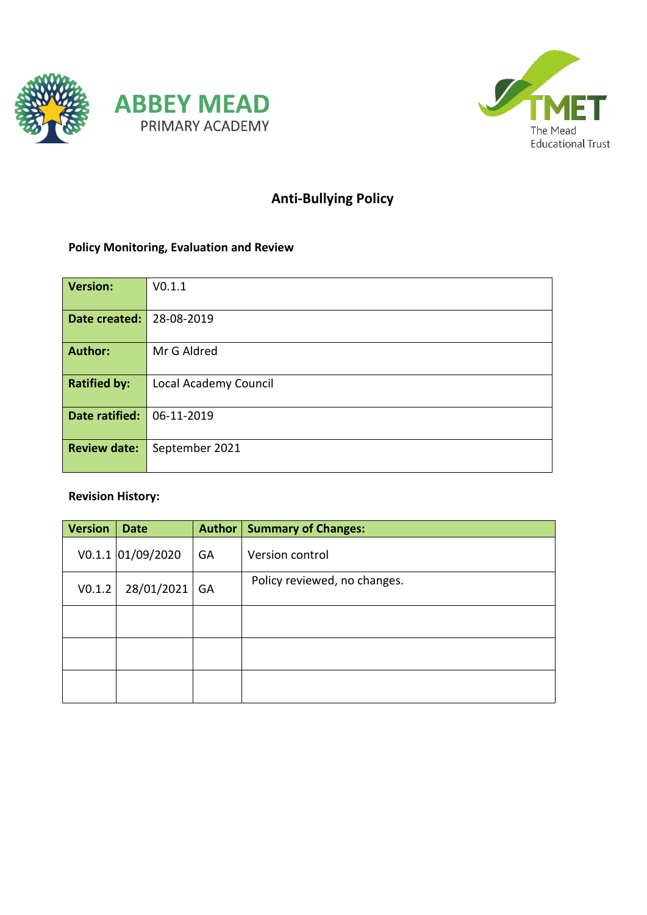ABBEY MEAD
PRIMARY ACADEMY

TMET
The Mead
Educational Trust

# Anti-Bullying Policy

### Policy Monitoring, Evaluation and Review

| | |
|---|---|
| **Version:** | V0.1.1 |
| **Date created:** | 28-08-2019 |
| **Author:** | Mr G Aldred |
| **Ratified by:** | Local Academy Council |
| **Date ratified:** | 06-11-2019 |
| **Review date:** | September 2021 |

### Revision History:

| Version | Date | Author | Summary of Changes: |
|---|---|---|---|
| V0.1.1 | 01/09/2020 | GA | Version control |
| V0.1.2 | 28/01/2021 | GA | Policy reviewed, no changes. |
| | | | |
| | | | |
| | | | |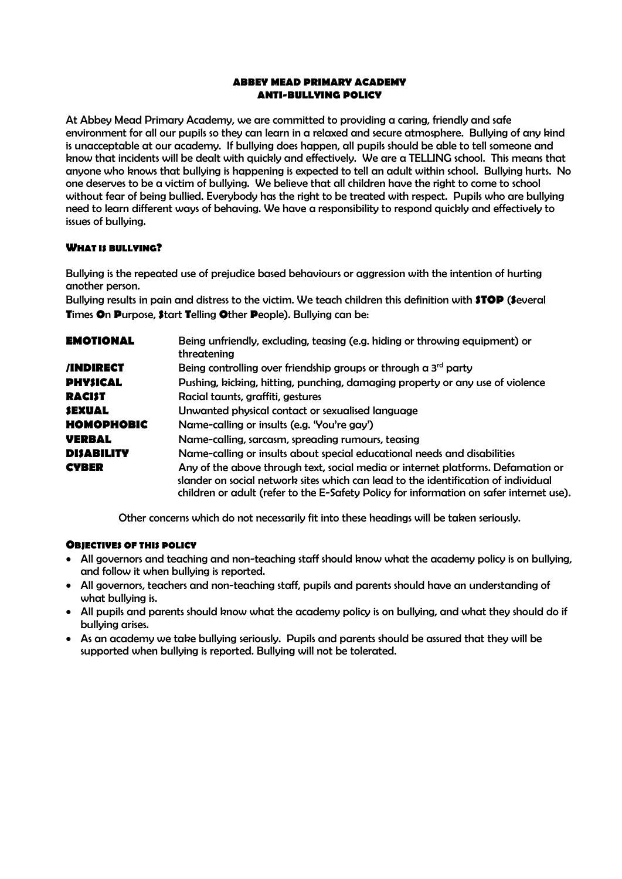# ABBEY MEAD PRIMARY ACADEMY
# ANTI-BULLYING POLICY

At Abbey Mead Primary Academy, we are committed to providing a caring, friendly and safe environment for all our pupils so they can learn in a relaxed and secure atmosphere. Bullying of any kind is unacceptable at our academy. If bullying does happen, all pupils should be able to tell someone and know that incidents will be dealt with quickly and effectively. We are a TELLING school. This means that anyone who knows that bullying is happening is expected to tell an adult within school. Bullying hurts. No one deserves to be a victim of bullying. We believe that all children have the right to come to school without fear of being bullied. Everybody has the right to be treated with respect. Pupils who are bullying need to learn different ways of behaving. We have a responsibility to respond quickly and effectively to issues of bullying.

## WHAT IS BULLYING?

Bullying is the repeated use of prejudice based behaviours or aggression with the intention of hurting another person.

Bullying results in pain and distress to the victim. We teach children this definition with **STOP** (**S**everal **T**imes **O**n **P**urpose, **S**tart **T**elling **O**ther **P**eople). Bullying can be:

| | |
|---|---|
| **EMOTIONAL** | Being unfriendly, excluding, teasing (e.g. hiding or throwing equipment) or threatening |
| **/INDIRECT** | Being controlling over friendship groups or through a 3rd party |
| **PHYSICAL** | Pushing, kicking, hitting, punching, damaging property or any use of violence |
| **RACIST** | Racial taunts, graffiti, gestures |
| **SEXUAL** | Unwanted physical contact or sexualised language |
| **HOMOPHOBIC** | Name-calling or insults (e.g. 'You're gay') |
| **VERBAL** | Name-calling, sarcasm, spreading rumours, teasing |
| **DISABILITY** | Name-calling or insults about special educational needs and disabilities |
| **CYBER** | Any of the above through text, social media or internet platforms. Defamation or slander on social network sites which can lead to the identification of individual children or adult (refer to the E-Safety Policy for information on safer internet use). |

Other concerns which do not necessarily fit into these headings will be taken seriously.

## OBJECTIVES OF THIS POLICY

- All governors and teaching and non-teaching staff should know what the academy policy is on bullying, and follow it when bullying is reported.
- All governors, teachers and non-teaching staff, pupils and parents should have an understanding of what bullying is.
- All pupils and parents should know what the academy policy is on bullying, and what they should do if bullying arises.
- As an academy we take bullying seriously. Pupils and parents should be assured that they will be supported when bullying is reported. Bullying will not be tolerated.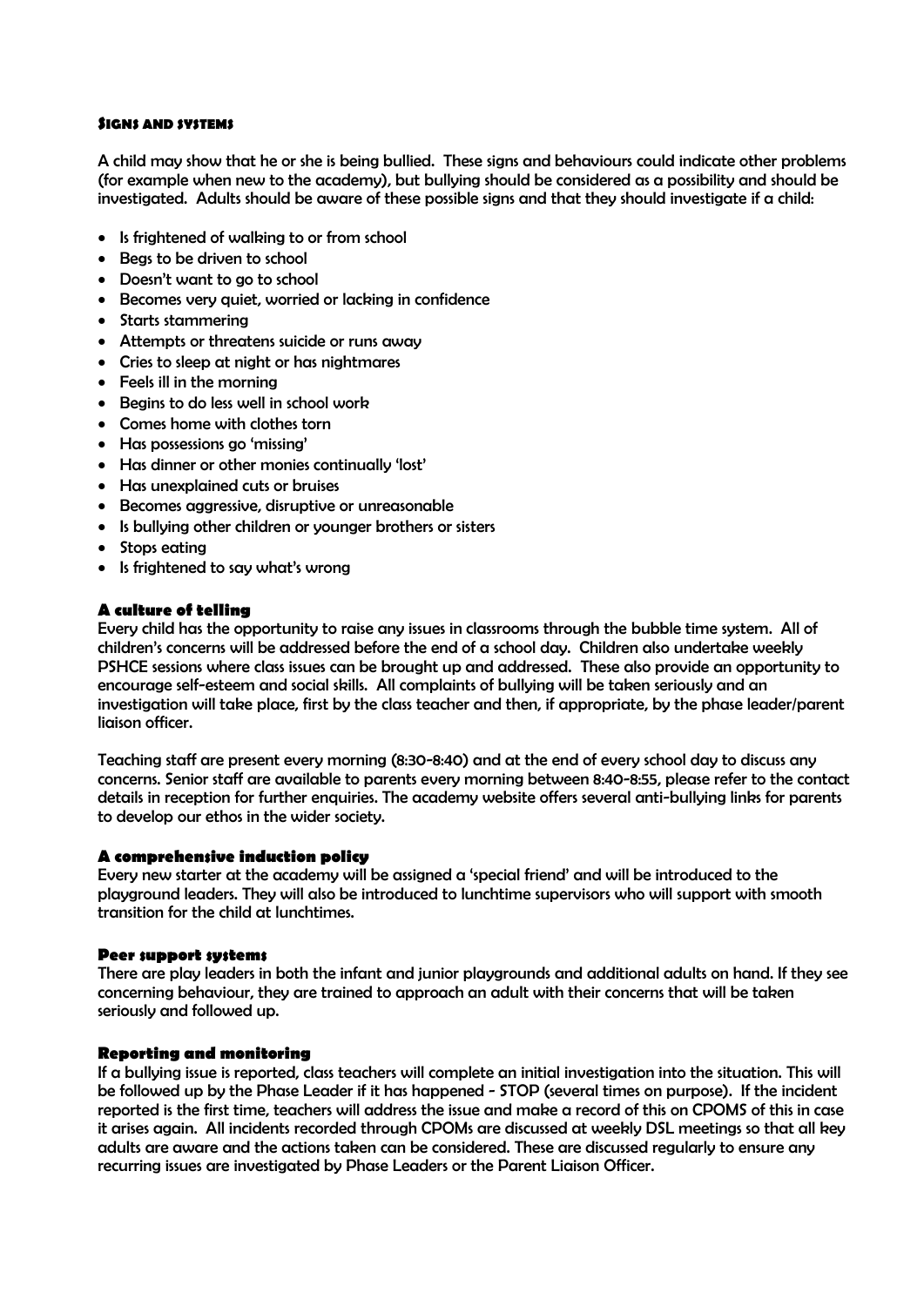#### Signs and systems

A child may show that he or she is being bullied. These signs and behaviours could indicate other problems (for example when new to the academy), but bullying should be considered as a possibility and should be investigated. Adults should be aware of these possible signs and that they should investigate if a child:

- Is frightened of walking to or from school
- Begs to be driven to school
- Doesn't want to go to school
- Becomes very quiet, worried or lacking in confidence
- Starts stammering
- Attempts or threatens suicide or runs away
- Cries to sleep at night or has nightmares
- Feels ill in the morning
- Begins to do less well in school work
- Comes home with clothes torn
- Has possessions go 'missing'
- Has dinner or other monies continually 'lost'
- Has unexplained cuts or bruises
- Becomes aggressive, disruptive or unreasonable
- Is bullying other children or younger brothers or sisters
- Stops eating
- Is frightened to say what's wrong

#### A culture of telling

Every child has the opportunity to raise any issues in classrooms through the bubble time system. All of children's concerns will be addressed before the end of a school day. Children also undertake weekly PSHCE sessions where class issues can be brought up and addressed. These also provide an opportunity to encourage self-esteem and social skills. All complaints of bullying will be taken seriously and an investigation will take place, first by the class teacher and then, if appropriate, by the phase leader/parent liaison officer.

Teaching staff are present every morning (8:30-8:40) and at the end of every school day to discuss any concerns. Senior staff are available to parents every morning between 8:40-8:55, please refer to the contact details in reception for further enquiries. The academy website offers several anti-bullying links for parents to develop our ethos in the wider society.

#### A comprehensive induction policy

Every new starter at the academy will be assigned a 'special friend' and will be introduced to the playground leaders. They will also be introduced to lunchtime supervisors who will support with smooth transition for the child at lunchtimes.

#### Peer support systems

There are play leaders in both the infant and junior playgrounds and additional adults on hand. If they see concerning behaviour, they are trained to approach an adult with their concerns that will be taken seriously and followed up.

#### Reporting and monitoring

If a bullying issue is reported, class teachers will complete an initial investigation into the situation. This will be followed up by the Phase Leader if it has happened - STOP (several times on purpose). If the incident reported is the first time, teachers will address the issue and make a record of this on CPOMS of this in case it arises again. All incidents recorded through CPOMs are discussed at weekly DSL meetings so that all key adults are aware and the actions taken can be considered. These are discussed regularly to ensure any recurring issues are investigated by Phase Leaders or the Parent Liaison Officer.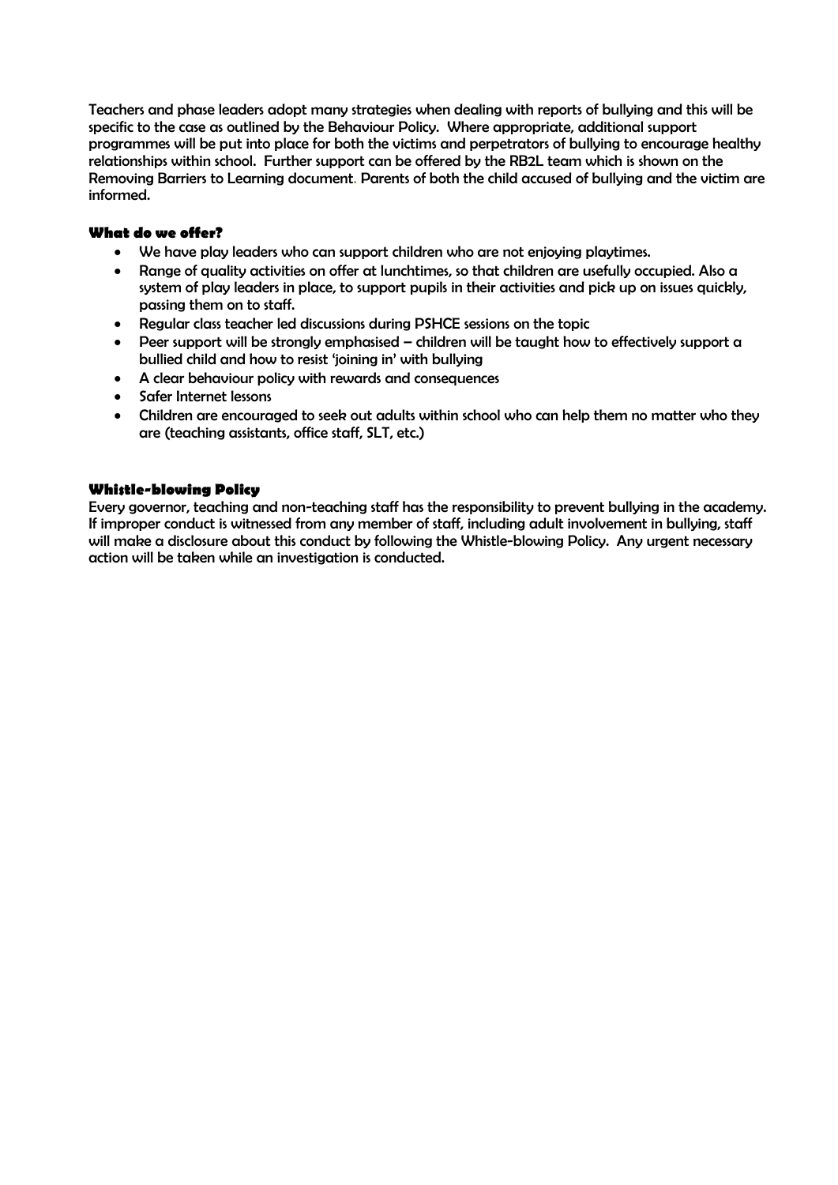Teachers and phase leaders adopt many strategies when dealing with reports of bullying and this will be specific to the case as outlined by the Behaviour Policy. Where appropriate, additional support programmes will be put into place for both the victims and perpetrators of bullying to encourage healthy relationships within school. Further support can be offered by the RB2L team which is shown on the Removing Barriers to Learning document. Parents of both the child accused of bullying and the victim are informed.

### What do we offer?

- We have play leaders who can support children who are not enjoying playtimes.
- Range of quality activities on offer at lunchtimes, so that children are usefully occupied. Also a system of play leaders in place, to support pupils in their activities and pick up on issues quickly, passing them on to staff.
- Regular class teacher led discussions during PSHCE sessions on the topic
- Peer support will be strongly emphasised – children will be taught how to effectively support a bullied child and how to resist 'joining in' with bullying
- A clear behaviour policy with rewards and consequences
- Safer Internet lessons
- Children are encouraged to seek out adults within school who can help them no matter who they are (teaching assistants, office staff, SLT, etc.)

### Whistle-blowing Policy

Every governor, teaching and non-teaching staff has the responsibility to prevent bullying in the academy. If improper conduct is witnessed from any member of staff, including adult involvement in bullying, staff will make a disclosure about this conduct by following the Whistle-blowing Policy. Any urgent necessary action will be taken while an investigation is conducted.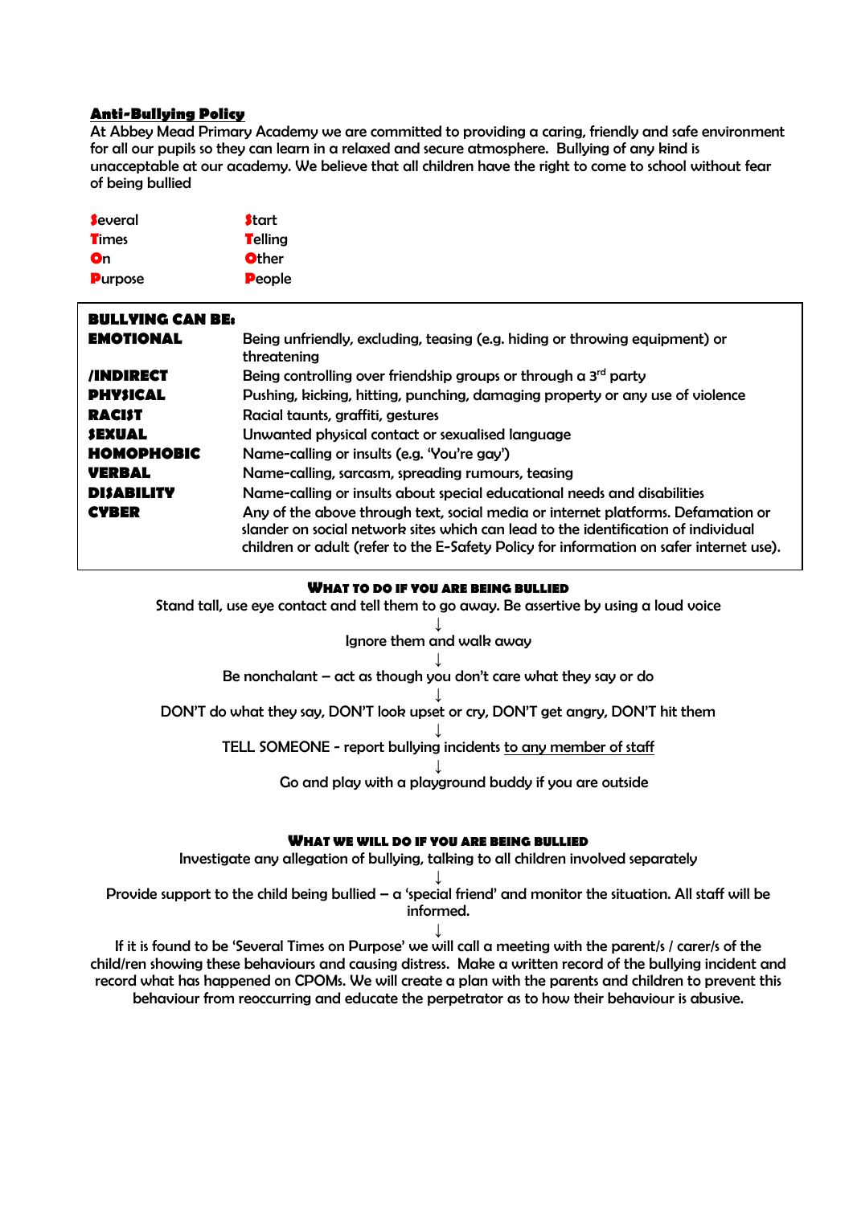## Anti-Bullying Policy

At Abbey Mead Primary Academy we are committed to providing a caring, friendly and safe environment for all our pupils so they can learn in a relaxed and secure atmosphere. Bullying of any kind is unacceptable at our academy. We believe that all children have the right to come to school without fear of being bullied

| | |
|---|---|
| **S**everal | **S**tart |
| **T**imes | **T**elling |
| **O**n | **O**ther |
| **P**urpose | **P**eople |

**BULLYING CAN BE:**

| | |
|---|---|
| **EMOTIONAL** | Being unfriendly, excluding, teasing (e.g. hiding or throwing equipment) or threatening |
| **/INDIRECT** | Being controlling over friendship groups or through a 3rd party |
| **PHYSICAL** | Pushing, kicking, hitting, punching, damaging property or any use of violence |
| **RACIST** | Racial taunts, graffiti, gestures |
| **SEXUAL** | Unwanted physical contact or sexualised language |
| **HOMOPHOBIC** | Name-calling or insults (e.g. 'You're gay') |
| **VERBAL** | Name-calling, sarcasm, spreading rumours, teasing |
| **DISABILITY** | Name-calling or insults about special educational needs and disabilities |
| **CYBER** | Any of the above through text, social media or internet platforms. Defamation or slander on social network sites which can lead to the identification of individual children or adult (refer to the E-Safety Policy for information on safer internet use). |

### What to do if you are being bullied

Stand tall, use eye contact and tell them to go away. Be assertive by using a loud voice

↓

Ignore them and walk away

↓

Be nonchalant – act as though you don't care what they say or do

↓

DON'T do what they say, DON'T look upset or cry, DON'T get angry, DON'T hit them

↓

TELL SOMEONE - report bullying incidents to any member of staff

↓

Go and play with a playground buddy if you are outside

### What we will do if you are being bullied

Investigate any allegation of bullying, talking to all children involved separately

↓

Provide support to the child being bullied – a 'special friend' and monitor the situation. All staff will be informed.

↓

If it is found to be 'Several Times on Purpose' we will call a meeting with the parent/s / carer/s of the child/ren showing these behaviours and causing distress. Make a written record of the bullying incident and record what has happened on CPOMs. We will create a plan with the parents and children to prevent this behaviour from reoccurring and educate the perpetrator as to how their behaviour is abusive.